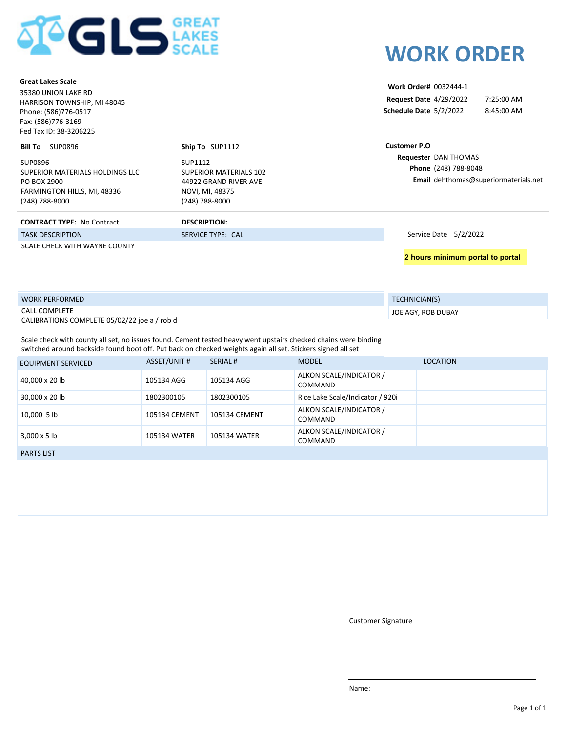GLS GREAT LAKES SCALE

# WORK ORDER

**Great Lakes Scale**
35380 UNION LAKE RD
HARRISON TOWNSHIP, MI 48045
Phone: (586)776-0517
Fax: (586)776-3169
Fed Tax ID: 38-3206225

**Work Order#** 0032444-1
**Request Date** 4/29/2022 7:25:00 AM
**Schedule Date** 5/2/2022 8:45:00 AM

**Bill To** SUP0896

SUP0896
SUPERIOR MATERIALS HOLDINGS LLC
PO BOX 2900
FARMINGTON HILLS, MI, 48336
(248) 788-8000

**Ship To** SUP1112

SUP1112
SUPERIOR MATERIALS 102
44922 GRAND RIVER AVE
NOVI, MI, 48375
(248) 788-8000

**Customer P.O**
**Requester** DAN THOMAS
**Phone** (248) 788-8048
**Email** dehthomas@superiormaterials.net

**CONTRACT TYPE:** No Contract

**DESCRIPTION:**

TASK DESCRIPTION — SERVICE TYPE: CAL

SCALE CHECK WITH WAYNE COUNTY

Service Date 5/2/2022

**2 hours minimum portal to portal**

WORK PERFORMED

CALL COMPLETE
CALIBRATIONS COMPLETE 05/02/22 joe a / rob d

Scale check with county all set, no issues found. Cement tested heavy went upstairs checked chains were binding switched around backside found boot off. Put back on checked weights again all set. Stickers signed all set

TECHNICIAN(S)

JOE AGY, ROB DUBAY

| EQUIPMENT SERVICED | ASSET/UNIT # | SERIAL # | MODEL | LOCATION |
|---|---|---|---|---|
| 40,000 x 20 lb | 105134 AGG | 105134 AGG | ALKON SCALE/INDICATOR / COMMAND | |
| 30,000 x 20 lb | 1802300105 | 1802300105 | Rice Lake Scale/Indicator / 920i | |
| 10,000 5 lb | 105134 CEMENT | 105134 CEMENT | ALKON SCALE/INDICATOR / COMMAND | |
| 3,000 x 5 lb | 105134 WATER | 105134 WATER | ALKON SCALE/INDICATOR / COMMAND | |

PARTS LIST

Customer Signature

Name: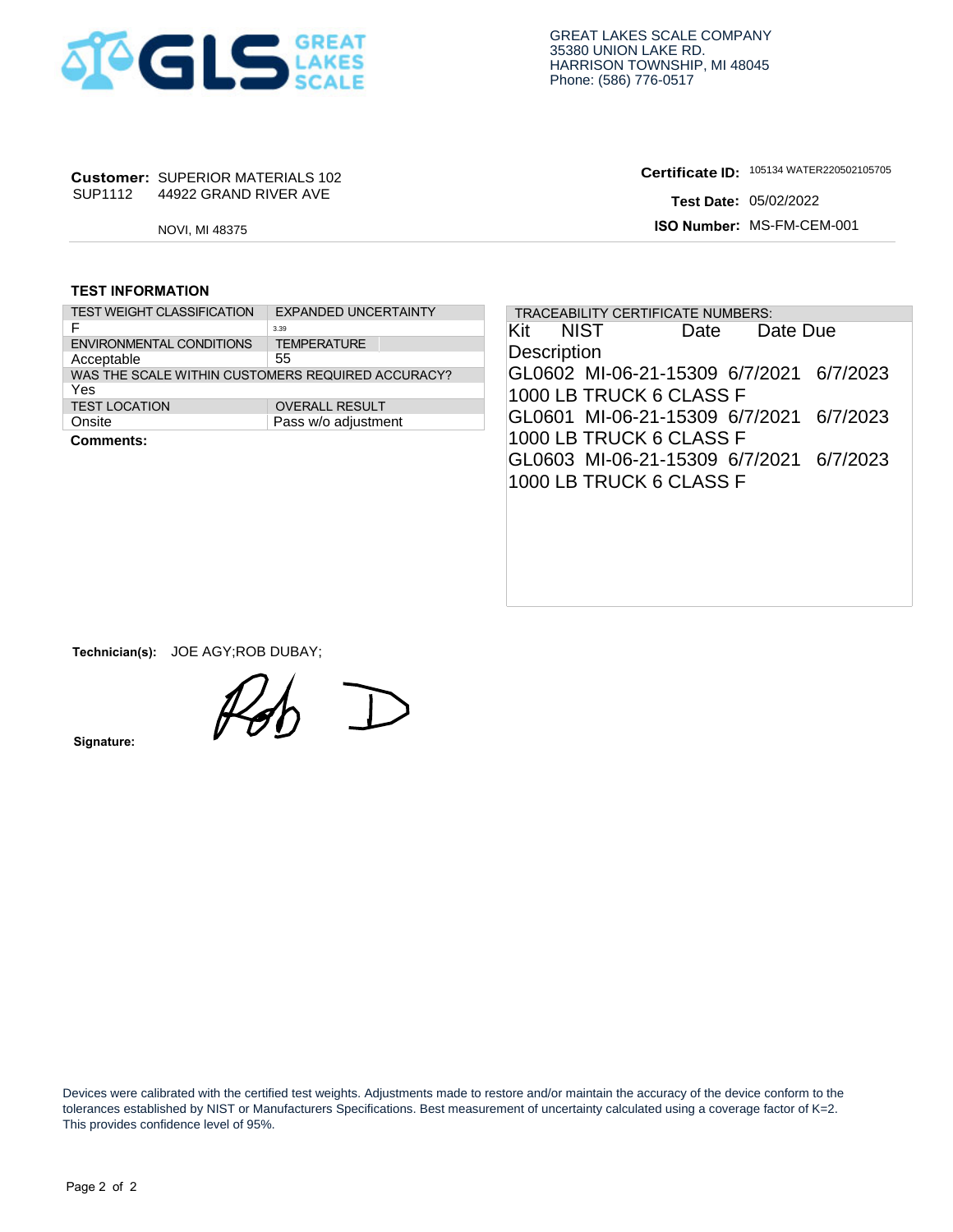GREAT LAKES SCALE COMPANY
35380 UNION LAKE RD.
HARRISON TOWNSHIP, MI 48045
Phone: (586) 776-0517

**Customer:** SUPERIOR MATERIALS 102
SUP1112 44922 GRAND RIVER AVE
NOVI, MI 48375

**Certificate ID:** 105134 WATER220502105705
**Test Date:** 05/02/2022
**ISO Number:** MS-FM-CEM-001

## TEST INFORMATION

| TEST WEIGHT CLASSIFICATION | EXPANDED UNCERTAINTY |
|---|---|
| F | 3.39 |
| ENVIRONMENTAL CONDITIONS | TEMPERATURE |
| Acceptable | 55 |
| WAS THE SCALE WITHIN CUSTOMERS REQUIRED ACCURACY? | |
| Yes | |
| TEST LOCATION | OVERALL RESULT |
| Onsite | Pass w/o adjustment |

**Comments:**

TRACEABILITY CERTIFICATE NUMBERS:

| Kit | NIST | Date | Date Due | Description |
|---|---|---|---|---|
| GL0602 | MI-06-21-15309 | 6/7/2021 | 6/7/2023 | 1000 LB TRUCK 6 CLASS F |
| GL0601 | MI-06-21-15309 | 6/7/2021 | 6/7/2023 | 1000 LB TRUCK 6 CLASS F |
| GL0603 | MI-06-21-15309 | 6/7/2021 | 6/7/2023 | 1000 LB TRUCK 6 CLASS F |

**Technician(s):** JOE AGY;ROB DUBAY;

**Signature:** Rob D

Devices were calibrated with the certified test weights. Adjustments made to restore and/or maintain the accuracy of the device conform to the tolerances established by NIST or Manufacturers Specifications. Best measurement of uncertainty calculated using a coverage factor of K=2. This provides confidence level of 95%.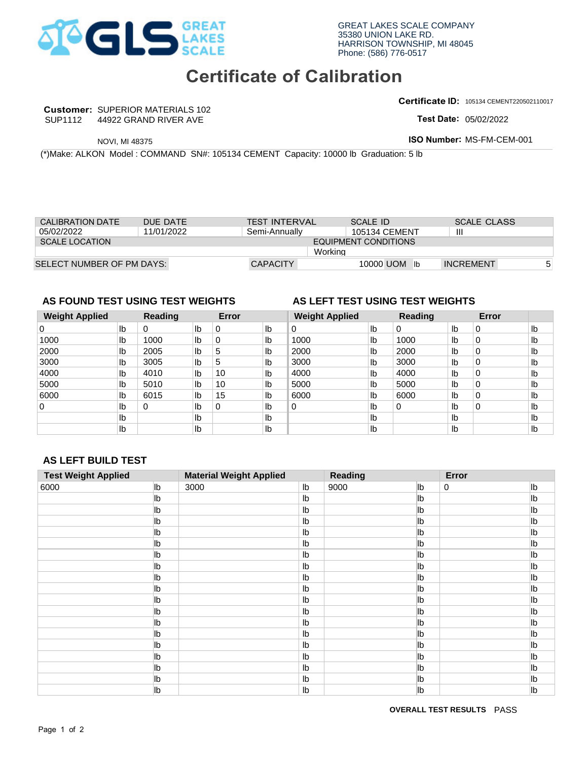GREAT LAKES SCALE COMPANY
35380 UNION LAKE RD.
HARRISON TOWNSHIP, MI 48045
Phone: (586) 776-0517

# Certificate of Calibration

**Customer:** SUPERIOR MATERIALS 102
SUP1112 44922 GRAND RIVER AVE
NOVI, MI 48375

**Certificate ID:** 105134 CEMENT220502110017
**Test Date:** 05/02/2022
**ISO Number:** MS-FM-CEM-001

(*)Make: ALKON Model : COMMAND SN#: 105134 CEMENT Capacity: 10000 lb Graduation: 5 lb

| CALIBRATION DATE | DUE DATE | TEST INTERVAL | SCALE ID | SCALE CLASS |
|---|---|---|---|---|
| 05/02/2022 | 11/01/2022 | Semi-Annually | 105134 CEMENT | III |

| SCALE LOCATION | EQUIPMENT CONDITIONS |
|---|---|
| | Working |

| SELECT NUMBER OF PM DAYS: | CAPACITY | 10000 UOM lb | INCREMENT | 5 |
|---|---|---|---|---|

## AS FOUND TEST USING TEST WEIGHTS

| Weight Applied | | Reading | | Error | |
|---|---|---|---|---|---|
| 0 | lb | 0 | lb | 0 | lb |
| 1000 | lb | 1000 | lb | 0 | lb |
| 2000 | lb | 2005 | lb | 5 | lb |
| 3000 | lb | 3005 | lb | 5 | lb |
| 4000 | lb | 4010 | lb | 10 | lb |
| 5000 | lb | 5010 | lb | 10 | lb |
| 6000 | lb | 6015 | lb | 15 | lb |
| 0 | lb | 0 | lb | 0 | lb |
| | lb | | lb | | lb |
| | lb | | lb | | lb |

## AS LEFT TEST USING TEST WEIGHTS

| Weight Applied | | Reading | | Error | |
|---|---|---|---|---|---|
| 0 | lb | 0 | lb | 0 | lb |
| 1000 | lb | 1000 | lb | 0 | lb |
| 2000 | lb | 2000 | lb | 0 | lb |
| 3000 | lb | 3000 | lb | 0 | lb |
| 4000 | lb | 4000 | lb | 0 | lb |
| 5000 | lb | 5000 | lb | 0 | lb |
| 6000 | lb | 6000 | lb | 0 | lb |
| 0 | lb | 0 | lb | 0 | lb |
| | lb | | lb | | lb |
| | lb | | lb | | lb |

## AS LEFT BUILD TEST

| Test Weight Applied | | Material Weight Applied | | Reading | | Error | |
|---|---|---|---|---|---|---|---|
| 6000 | lb | 3000 | lb | 9000 | lb | 0 | lb |
| | lb | | lb | | lb | | lb |
| | lb | | lb | | lb | | lb |
| | lb | | lb | | lb | | lb |
| | lb | | lb | | lb | | lb |
| | lb | | lb | | lb | | lb |
| | lb | | lb | | lb | | lb |
| | lb | | lb | | lb | | lb |
| | lb | | lb | | lb | | lb |
| | lb | | lb | | lb | | lb |
| | lb | | lb | | lb | | lb |
| | lb | | lb | | lb | | lb |
| | lb | | lb | | lb | | lb |
| | lb | | lb | | lb | | lb |
| | lb | | lb | | lb | | lb |
| | lb | | lb | | lb | | lb |
| | lb | | lb | | lb | | lb |
| | lb | | lb | | lb | | lb |
| | lb | | lb | | lb | | lb |

**OVERALL TEST RESULTS** PASS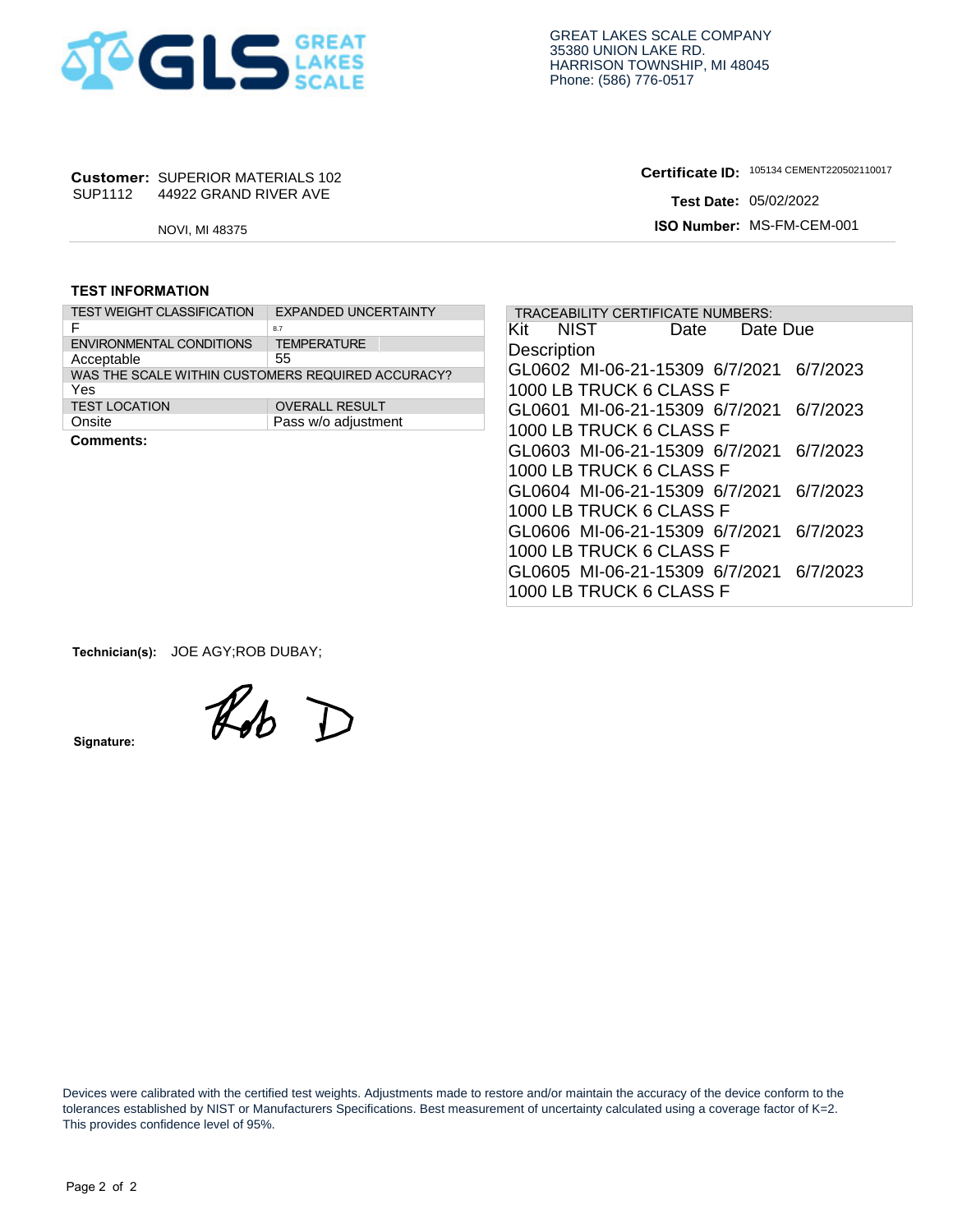GREAT LAKES SCALE COMPANY
35380 UNION LAKE RD.
HARRISON TOWNSHIP, MI 48045
Phone: (586) 776-0517

**Customer:** SUPERIOR MATERIALS 102
SUP1112 44922 GRAND RIVER AVE
NOVI, MI 48375

**Certificate ID:** 105134 CEMENT220502110017
**Test Date:** 05/02/2022
**ISO Number:** MS-FM-CEM-001

## TEST INFORMATION

| TEST WEIGHT CLASSIFICATION | EXPANDED UNCERTAINTY |
|---|---|
| F | 8.7 |
| ENVIRONMENTAL CONDITIONS | TEMPERATURE |
| Acceptable | 55 |
| WAS THE SCALE WITHIN CUSTOMERS REQUIRED ACCURACY? | |
| Yes | |
| TEST LOCATION | OVERALL RESULT |
| Onsite | Pass w/o adjustment |

**Comments:**

TRACEABILITY CERTIFICATE NUMBERS:

| Kit | NIST | Date | Date Due | Description |
|---|---|---|---|---|
| GL0602 | MI-06-21-15309 | 6/7/2021 | 6/7/2023 | 1000 LB TRUCK 6 CLASS F |
| GL0601 | MI-06-21-15309 | 6/7/2021 | 6/7/2023 | 1000 LB TRUCK 6 CLASS F |
| GL0603 | MI-06-21-15309 | 6/7/2021 | 6/7/2023 | 1000 LB TRUCK 6 CLASS F |
| GL0604 | MI-06-21-15309 | 6/7/2021 | 6/7/2023 | 1000 LB TRUCK 6 CLASS F |
| GL0606 | MI-06-21-15309 | 6/7/2021 | 6/7/2023 | 1000 LB TRUCK 6 CLASS F |
| GL0605 | MI-06-21-15309 | 6/7/2021 | 6/7/2023 | 1000 LB TRUCK 6 CLASS F |

**Technician(s):** JOE AGY;ROB DUBAY;

**Signature:** Rob D

Devices were calibrated with the certified test weights. Adjustments made to restore and/or maintain the accuracy of the device conform to the tolerances established by NIST or Manufacturers Specifications. Best measurement of uncertainty calculated using a coverage factor of K=2. This provides confidence level of 95%.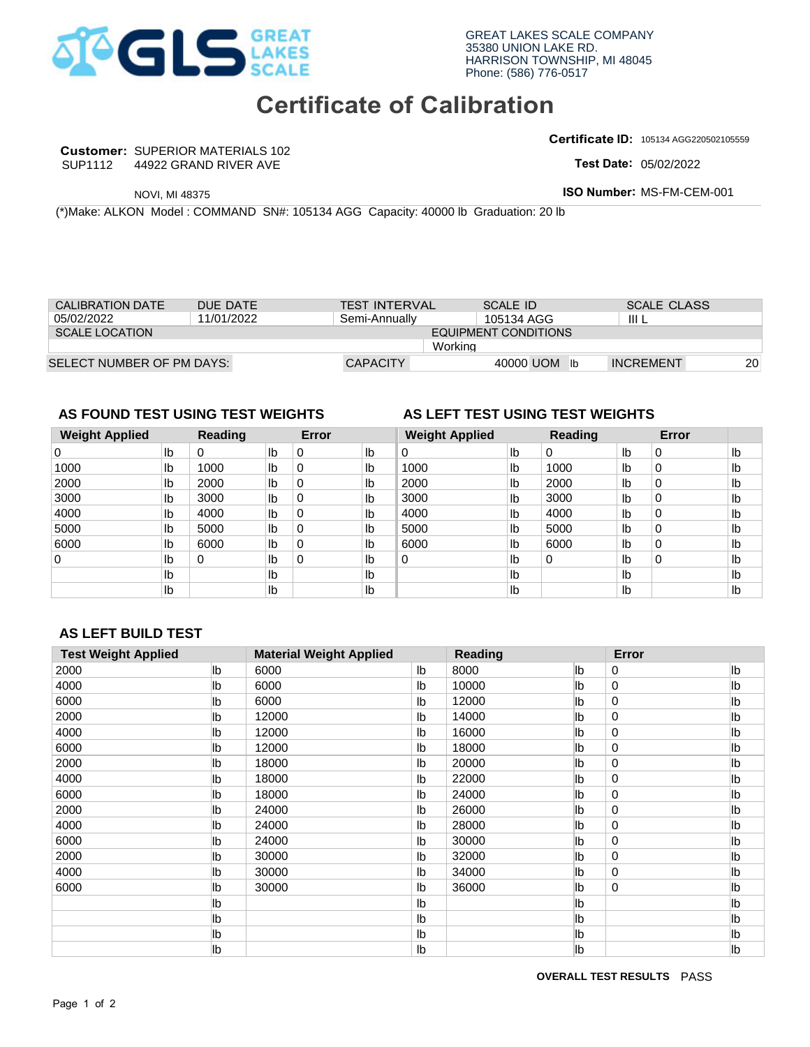GREAT LAKES SCALE COMPANY
35380 UNION LAKE RD.
HARRISON TOWNSHIP, MI 48045
Phone: (586) 776-0517

# Certificate of Calibration

**Customer:** SUPERIOR MATERIALS 102
SUP1112 44922 GRAND RIVER AVE
NOVI, MI 48375

**Certificate ID:** 105134 AGG220502105559
**Test Date:** 05/02/2022
**ISO Number:** MS-FM-CEM-001

(*)Make: ALKON Model : COMMAND SN#: 105134 AGG Capacity: 40000 lb Graduation: 20 lb

| CALIBRATION DATE | DUE DATE | TEST INTERVAL | SCALE ID | SCALE CLASS |
|---|---|---|---|---|
| 05/02/2022 | 11/01/2022 | Semi-Annually | 105134 AGG | III L |

| SCALE LOCATION | EQUIPMENT CONDITIONS |
|---|---|
| | Working |

| SELECT NUMBER OF PM DAYS: | CAPACITY | 40000 UOM lb | INCREMENT | 20 |
|---|---|---|---|---|

## AS FOUND TEST USING TEST WEIGHTS

| Weight Applied | | Reading | | Error | |
|---|---|---|---|---|---|
| 0 | lb | 0 | lb | 0 | lb |
| 1000 | lb | 1000 | lb | 0 | lb |
| 2000 | lb | 2000 | lb | 0 | lb |
| 3000 | lb | 3000 | lb | 0 | lb |
| 4000 | lb | 4000 | lb | 0 | lb |
| 5000 | lb | 5000 | lb | 0 | lb |
| 6000 | lb | 6000 | lb | 0 | lb |
| 0 | lb | 0 | lb | 0 | lb |
| | lb | | lb | | lb |
| | lb | | lb | | lb |

## AS LEFT TEST USING TEST WEIGHTS

| Weight Applied | | Reading | | Error | |
|---|---|---|---|---|---|
| 0 | lb | 0 | lb | 0 | lb |
| 1000 | lb | 1000 | lb | 0 | lb |
| 2000 | lb | 2000 | lb | 0 | lb |
| 3000 | lb | 3000 | lb | 0 | lb |
| 4000 | lb | 4000 | lb | 0 | lb |
| 5000 | lb | 5000 | lb | 0 | lb |
| 6000 | lb | 6000 | lb | 0 | lb |
| 0 | lb | 0 | lb | 0 | lb |
| | lb | | lb | | lb |
| | lb | | lb | | lb |

## AS LEFT BUILD TEST

| Test Weight Applied | | Material Weight Applied | | Reading | | Error | |
|---|---|---|---|---|---|---|---|
| 2000 | lb | 6000 | lb | 8000 | lb | 0 | lb |
| 4000 | lb | 6000 | lb | 10000 | lb | 0 | lb |
| 6000 | lb | 6000 | lb | 12000 | lb | 0 | lb |
| 2000 | lb | 12000 | lb | 14000 | lb | 0 | lb |
| 4000 | lb | 12000 | lb | 16000 | lb | 0 | lb |
| 6000 | lb | 12000 | lb | 18000 | lb | 0 | lb |
| 2000 | lb | 18000 | lb | 20000 | lb | 0 | lb |
| 4000 | lb | 18000 | lb | 22000 | lb | 0 | lb |
| 6000 | lb | 18000 | lb | 24000 | lb | 0 | lb |
| 2000 | lb | 24000 | lb | 26000 | lb | 0 | lb |
| 4000 | lb | 24000 | lb | 28000 | lb | 0 | lb |
| 6000 | lb | 24000 | lb | 30000 | lb | 0 | lb |
| 2000 | lb | 30000 | lb | 32000 | lb | 0 | lb |
| 4000 | lb | 30000 | lb | 34000 | lb | 0 | lb |
| 6000 | lb | 30000 | lb | 36000 | lb | 0 | lb |
| | lb | | lb | | lb | | lb |
| | lb | | lb | | lb | | lb |
| | lb | | lb | | lb | | lb |
| | lb | | lb | | lb | | lb |

**OVERALL TEST RESULTS** PASS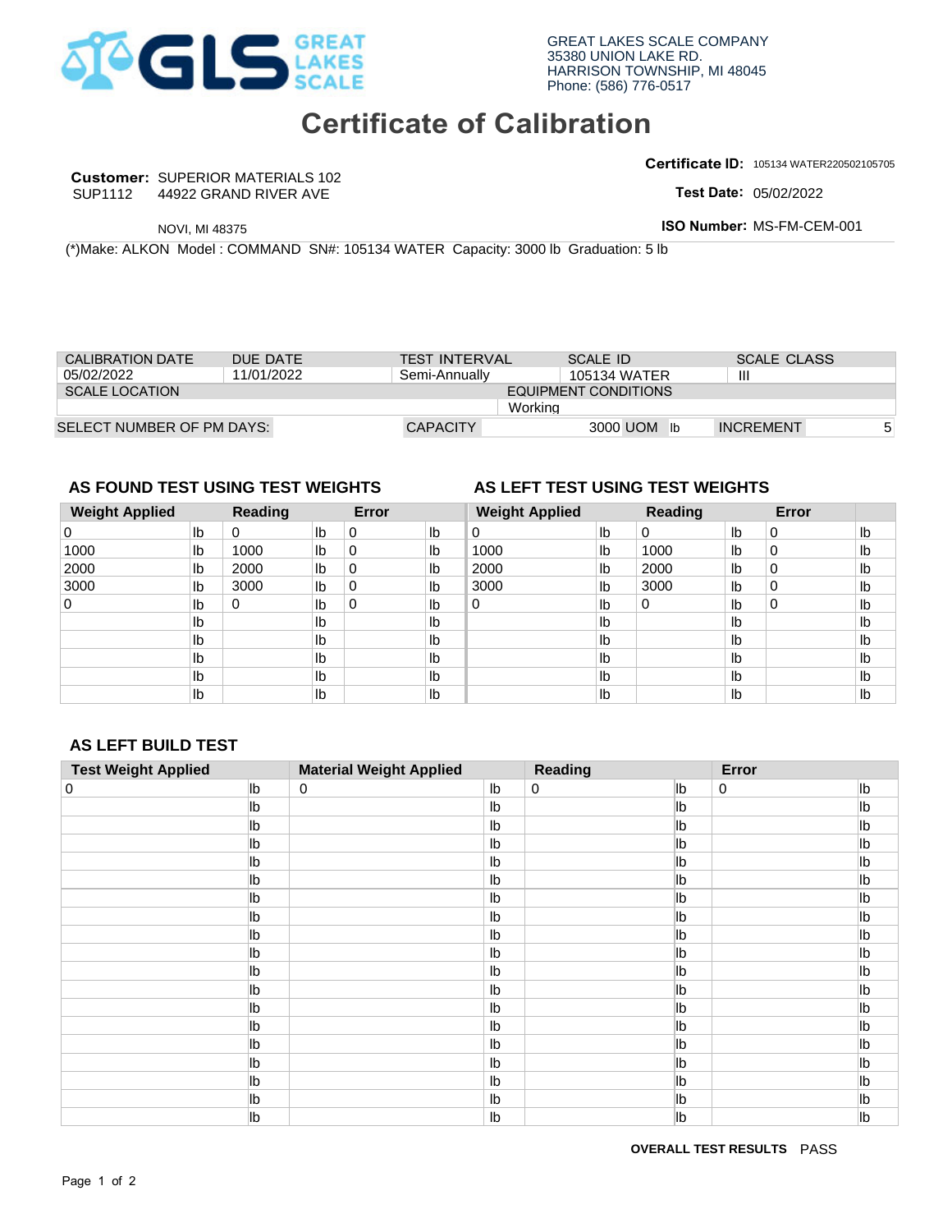GREAT LAKES SCALE COMPANY
35380 UNION LAKE RD.
HARRISON TOWNSHIP, MI 48045
Phone: (586) 776-0517

# Certificate of Calibration

**Customer:** SUPERIOR MATERIALS 102
SUP1112 44922 GRAND RIVER AVE
NOVI, MI 48375

**Certificate ID:** 105134 WATER220502105705
**Test Date:** 05/02/2022
**ISO Number:** MS-FM-CEM-001

(*)Make: ALKON Model : COMMAND SN#: 105134 WATER Capacity: 3000 lb Graduation: 5 lb

| CALIBRATION DATE | DUE DATE | TEST INTERVAL | SCALE ID | SCALE CLASS |
|---|---|---|---|---|
| 05/02/2022 | 11/01/2022 | Semi-Annually | 105134 WATER | III |

| SCALE LOCATION | EQUIPMENT CONDITIONS |
|---|---|
| | Working |

| SELECT NUMBER OF PM DAYS: | CAPACITY | 3000 UOM lb | INCREMENT | 5 |
|---|---|---|---|---|

### AS FOUND TEST USING TEST WEIGHTS

| Weight Applied | | Reading | | Error | |
|---|---|---|---|---|---|
| 0 | lb | 0 | lb | 0 | lb |
| 1000 | lb | 1000 | lb | 0 | lb |
| 2000 | lb | 2000 | lb | 0 | lb |
| 3000 | lb | 3000 | lb | 0 | lb |
| 0 | lb | 0 | lb | 0 | lb |
| | lb | | lb | | lb |
| | lb | | lb | | lb |
| | lb | | lb | | lb |
| | lb | | lb | | lb |
| | lb | | lb | | lb |

### AS LEFT TEST USING TEST WEIGHTS

| Weight Applied | | Reading | | Error | |
|---|---|---|---|---|---|
| 0 | lb | 0 | lb | 0 | lb |
| 1000 | lb | 1000 | lb | 0 | lb |
| 2000 | lb | 2000 | lb | 0 | lb |
| 3000 | lb | 3000 | lb | 0 | lb |
| 0 | lb | 0 | lb | 0 | lb |
| | lb | | lb | | lb |
| | lb | | lb | | lb |
| | lb | | lb | | lb |
| | lb | | lb | | lb |
| | lb | | lb | | lb |

### AS LEFT BUILD TEST

| Test Weight Applied | | Material Weight Applied | | Reading | | Error | |
|---|---|---|---|---|---|---|---|
| 0 | lb | 0 | lb | 0 | lb | 0 | lb |
| | lb | | lb | | lb | | lb |
| | lb | | lb | | lb | | lb |
| | lb | | lb | | lb | | lb |
| | lb | | lb | | lb | | lb |
| | lb | | lb | | lb | | lb |
| | lb | | lb | | lb | | lb |
| | lb | | lb | | lb | | lb |
| | lb | | lb | | lb | | lb |
| | lb | | lb | | lb | | lb |
| | lb | | lb | | lb | | lb |
| | lb | | lb | | lb | | lb |
| | lb | | lb | | lb | | lb |
| | lb | | lb | | lb | | lb |
| | lb | | lb | | lb | | lb |
| | lb | | lb | | lb | | lb |
| | lb | | lb | | lb | | lb |
| | lb | | lb | | lb | | lb |
| | lb | | lb | | lb | | lb |

**OVERALL TEST RESULTS** PASS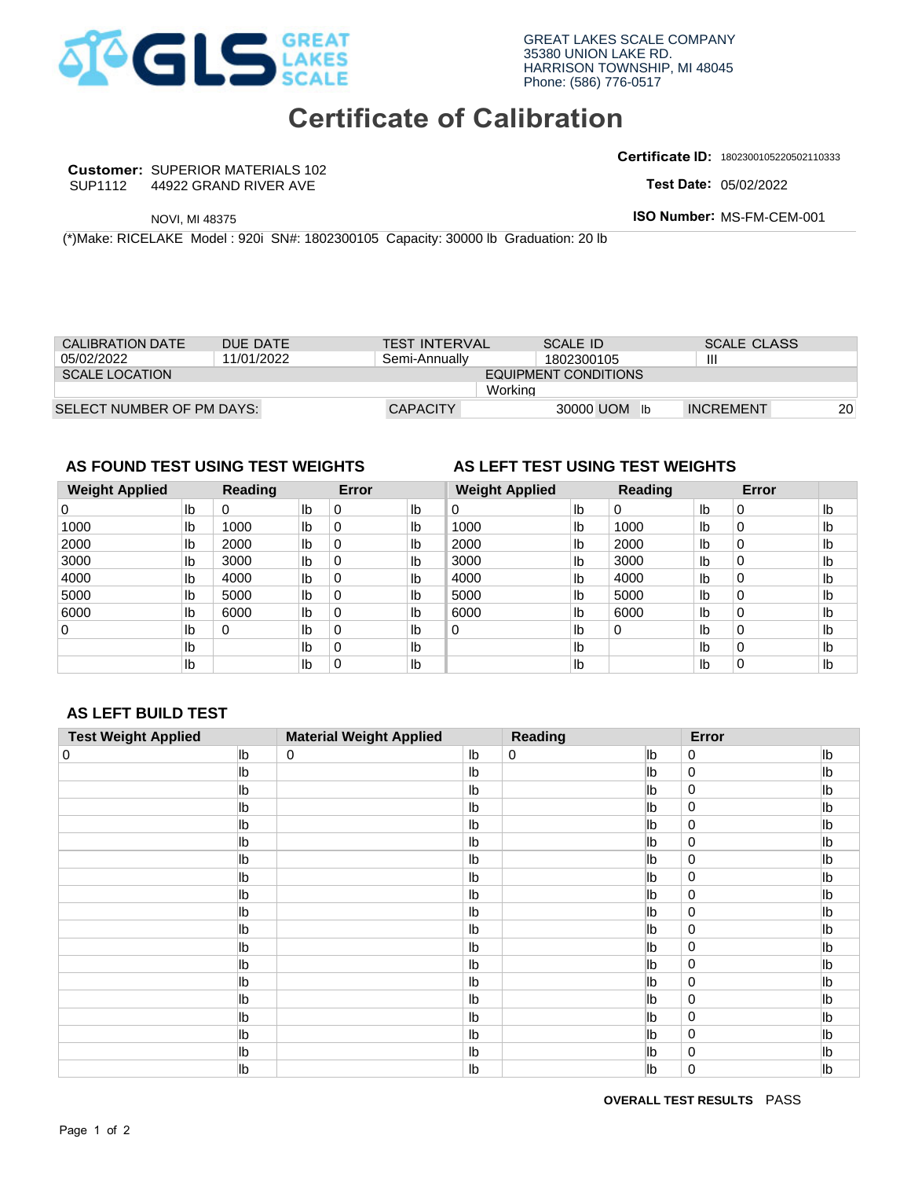GLS GREAT LAKES SCALE

GREAT LAKES SCALE COMPANY
35380 UNION LAKE RD.
HARRISON TOWNSHIP, MI 48045
Phone: (586) 776-0517

# Certificate of Calibration

**Customer:** SUPERIOR MATERIALS 102
SUP1112 44922 GRAND RIVER AVE
NOVI, MI 48375

**Certificate ID:** 18023001052205021103​33
**Test Date:** 05/02/2022
**ISO Number:** MS-FM-CEM-001

(*)Make: RICELAKE Model : 920i SN#: 1802300105 Capacity: 30000 lb Graduation: 20 lb

| CALIBRATION DATE | DUE DATE | TEST INTERVAL | SCALE ID | SCALE CLASS |
|---|---|---|---|---|
| 05/02/2022 | 11/01/2022 | Semi-Annually | 1802300105 | III |

| SCALE LOCATION | EQUIPMENT CONDITIONS |
|---|---|
| | Working |

| SELECT NUMBER OF PM DAYS: | CAPACITY | 30000 UOM lb | INCREMENT | 20 |
|---|---|---|---|---|

## AS FOUND TEST USING TEST WEIGHTS

| Weight Applied | | Reading | | Error | |
|---|---|---|---|---|---|
| 0 | lb | 0 | lb | 0 | lb |
| 1000 | lb | 1000 | lb | 0 | lb |
| 2000 | lb | 2000 | lb | 0 | lb |
| 3000 | lb | 3000 | lb | 0 | lb |
| 4000 | lb | 4000 | lb | 0 | lb |
| 5000 | lb | 5000 | lb | 0 | lb |
| 6000 | lb | 6000 | lb | 0 | lb |
| 0 | lb | 0 | lb | 0 | lb |
| | lb | | lb | 0 | lb |
| | lb | | lb | 0 | lb |

## AS LEFT TEST USING TEST WEIGHTS

| Weight Applied | | Reading | | Error | |
|---|---|---|---|---|---|
| 0 | lb | 0 | lb | 0 | lb |
| 1000 | lb | 1000 | lb | 0 | lb |
| 2000 | lb | 2000 | lb | 0 | lb |
| 3000 | lb | 3000 | lb | 0 | lb |
| 4000 | lb | 4000 | lb | 0 | lb |
| 5000 | lb | 5000 | lb | 0 | lb |
| 6000 | lb | 6000 | lb | 0 | lb |
| 0 | lb | 0 | lb | 0 | lb |
| | lb | | lb | 0 | lb |
| | lb | | lb | 0 | lb |

## AS LEFT BUILD TEST

| Test Weight Applied | | Material Weight Applied | | Reading | | Error | |
|---|---|---|---|---|---|---|---|
| 0 | lb | 0 | lb | 0 | lb | 0 | lb |
| | lb | | lb | | lb | 0 | lb |
| | lb | | lb | | lb | 0 | lb |
| | lb | | lb | | lb | 0 | lb |
| | lb | | lb | | lb | 0 | lb |
| | lb | | lb | | lb | 0 | lb |
| | lb | | lb | | lb | 0 | lb |
| | lb | | lb | | lb | 0 | lb |
| | lb | | lb | | lb | 0 | lb |
| | lb | | lb | | lb | 0 | lb |
| | lb | | lb | | lb | 0 | lb |
| | lb | | lb | | lb | 0 | lb |
| | lb | | lb | | lb | 0 | lb |
| | lb | | lb | | lb | 0 | lb |
| | lb | | lb | | lb | 0 | lb |
| | lb | | lb | | lb | 0 | lb |
| | lb | | lb | | lb | 0 | lb |
| | lb | | lb | | lb | 0 | lb |
| | lb | | lb | | lb | 0 | lb |

**OVERALL TEST RESULTS** PASS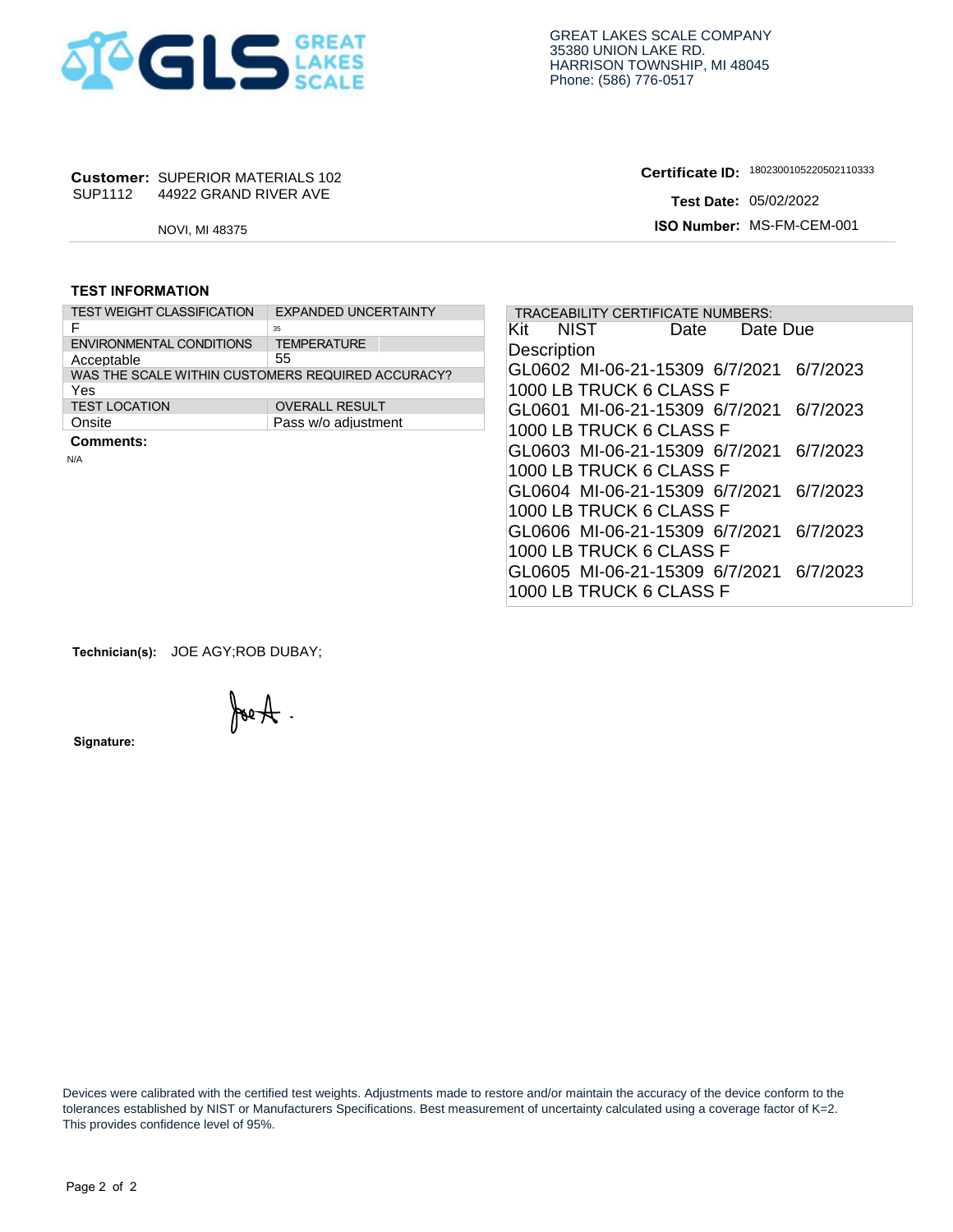GREAT LAKES SCALE COMPANY
35380 UNION LAKE RD.
HARRISON TOWNSHIP, MI 48045
Phone: (586) 776-0517

**Customer:** SUPERIOR MATERIALS 102
SUP1112 44922 GRAND RIVER AVE
NOVI, MI 48375

**Certificate ID:** 1802300105220502110333
**Test Date:** 05/02/2022
**ISO Number:** MS-FM-CEM-001

### TEST INFORMATION

| TEST WEIGHT CLASSIFICATION | EXPANDED UNCERTAINTY |
|---|---|
| F | 35 |
| ENVIRONMENTAL CONDITIONS | TEMPERATURE |
| Acceptable | 55 |
| WAS THE SCALE WITHIN CUSTOMERS REQUIRED ACCURACY? | |
| Yes | |
| TEST LOCATION | OVERALL RESULT |
| Onsite | Pass w/o adjustment |

**Comments:**

N/A

**TRACEABILITY CERTIFICATE NUMBERS:**

| Kit | NIST | Date | Date Due | Description |
|---|---|---|---|---|
| GL0602 | MI-06-21-15309 | 6/7/2021 | 6/7/2023 | 1000 LB TRUCK 6 CLASS F |
| GL0601 | MI-06-21-15309 | 6/7/2021 | 6/7/2023 | 1000 LB TRUCK 6 CLASS F |
| GL0603 | MI-06-21-15309 | 6/7/2021 | 6/7/2023 | 1000 LB TRUCK 6 CLASS F |
| GL0604 | MI-06-21-15309 | 6/7/2021 | 6/7/2023 | 1000 LB TRUCK 6 CLASS F |
| GL0606 | MI-06-21-15309 | 6/7/2021 | 6/7/2023 | 1000 LB TRUCK 6 CLASS F |
| GL0605 | MI-06-21-15309 | 6/7/2021 | 6/7/2023 | 1000 LB TRUCK 6 CLASS F |

**Technician(s):** JOE AGY;ROB DUBAY;

**Signature:**

Devices were calibrated with the certified test weights. Adjustments made to restore and/or maintain the accuracy of the device conform to the tolerances established by NIST or Manufacturers Specifications. Best measurement of uncertainty calculated using a coverage factor of K=2. This provides confidence level of 95%.